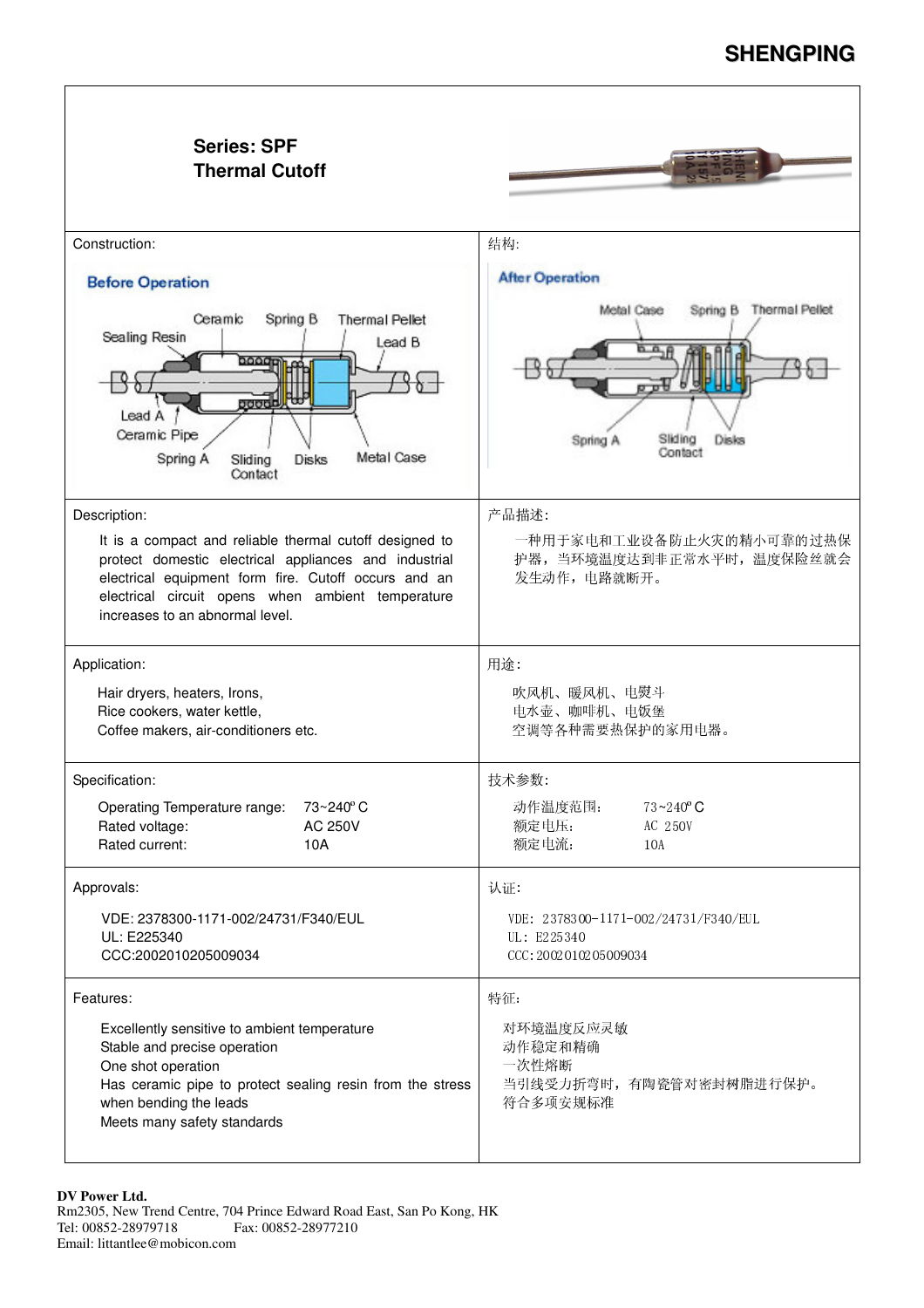SHENGPING

## Series: SPF
## Thermal Cutoff

| Construction: | 结构: |
|---|---|
| Before Operation: Ceramic, Spring B, Thermal Pellet, Sealing Resin, Lead B, Lead A, Ceramic Pipe, Spring A, Sliding Contact, Disks, Metal Case | After Operation: Metal Case, Spring B, Thermal Pellet, Spring A, Sliding Contact, Disks |
| **Description:**<br>It is a compact and reliable thermal cutoff designed to protect domestic electrical appliances and industrial electrical equipment form fire. Cutoff occurs and an electrical circuit opens when ambient temperature increases to an abnormal level. | **产品描述:**<br>一种用于家电和工业设备防止火灾的精小可靠的过热保护器，当环境温度达到非正常水平时，温度保险丝就会发生动作，电路就断开。 |
| **Application:**<br>Hair dryers, heaters, Irons,<br>Rice cookers, water kettle,<br>Coffee makers, air-conditioners etc. | **用途:**<br>吹风机、暖风机、电熨斗<br>电水壶、咖啡机、电饭堡<br>空调等各种需要热保护的家用电器。 |
| **Specification:**<br>Operating Temperature range: 73~240° C<br>Rated voltage: AC 250V<br>Rated current: 10A | **技术参数:**<br>动作温度范围: 73~240° C<br>额定电压: AC 250V<br>额定电流: 10A |
| **Approvals:**<br>VDE: 2378300-1171-002/24731/F340/EUL<br>UL: E225340<br>CCC:2002010205009034 | **认证:**<br>VDE: 2378300-1171-002/24731/F340/EUL<br>UL: E225340<br>CCC:2002010205009034 |
| **Features:**<br>Excellently sensitive to ambient temperature<br>Stable and precise operation<br>One shot operation<br>Has ceramic pipe to protect sealing resin from the stress when bending the leads<br>Meets many safety standards | **特征:**<br>对环境温度反应灵敏<br>动作稳定和精确<br>一次性熔断<br>当引线受力折弯时，有陶瓷管对密封树脂进行保护。<br>符合多项安规标准 |

**DV Power Ltd.**
Rm2305, New Trend Centre, 704 Prince Edward Road East, San Po Kong, HK
Tel: 00852-28979718 Fax: 00852-28977210
Email: littantlee@mobicon.com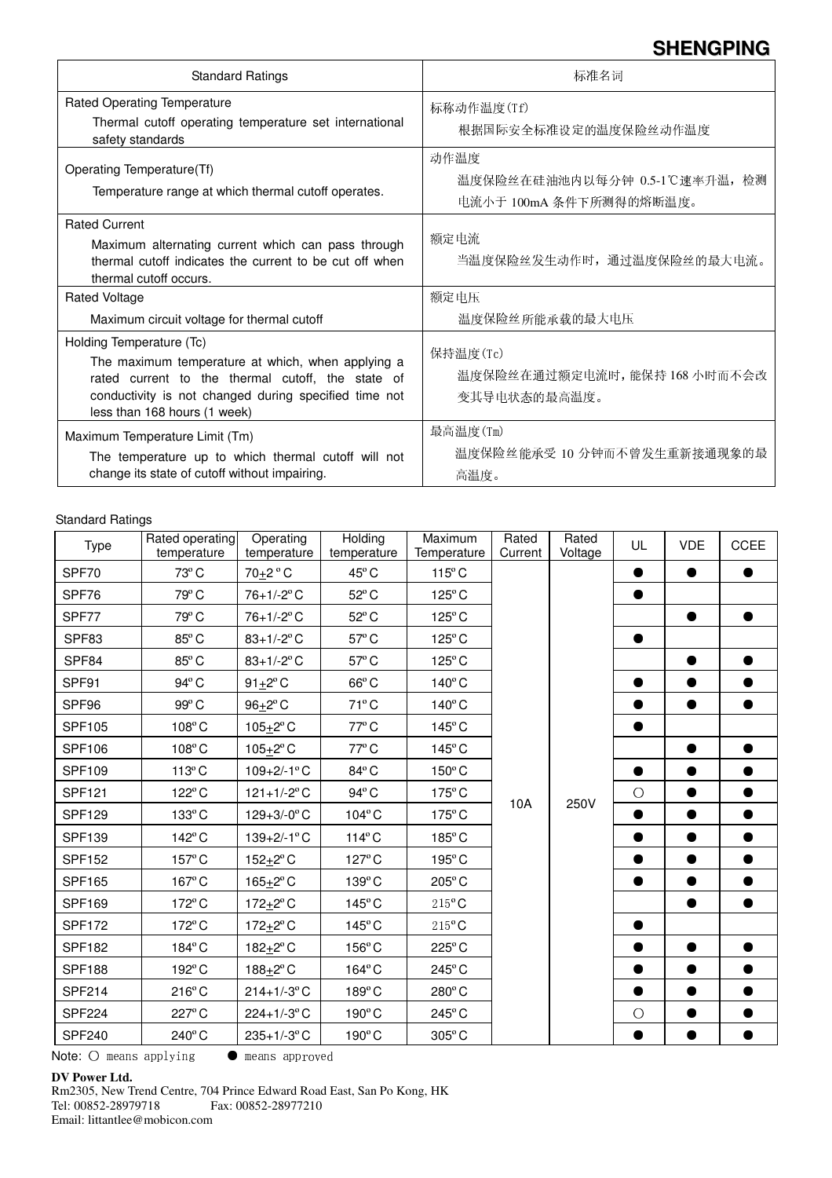**SHENGPING**

| Standard Ratings | 标准名词 |
|---|---|
| Rated Operating Temperature<br>Thermal cutoff operating temperature set international safety standards | 标称动作温度(Tf)<br>根据国际安全标准设定的温度保险丝动作温度 |
| Operating Temperature(Tf)<br>Temperature range at which thermal cutoff operates. | 动作温度<br>温度保险丝在硅油池内以每分钟 0.5-1℃速率升温，检测电流小于 100mA 条件下所测得的熔断温度。 |
| Rated Current<br>Maximum alternating current which can pass through thermal cutoff indicates the current to be cut off when thermal cutoff occurs. | 额定电流<br>当温度保险丝发生动作时，通过温度保险丝的最大电流。 |
| Rated Voltage<br>Maximum circuit voltage for thermal cutoff | 额定电压<br>温度保险丝所能承载的最大电压 |
| Holding Temperature (Tc)<br>The maximum temperature at which, when applying a rated current to the thermal cutoff, the state of conductivity is not changed during specified time not less than 168 hours (1 week) | 保持温度(Tc)<br>温度保险丝在通过额定电流时，能保持 168 小时而不会改变其导电状态的最高温度。 |
| Maximum Temperature Limit (Tm)<br>The temperature up to which thermal cutoff will not change its state of cutoff without impairing. | 最高温度(Tm)<br>温度保险丝能承受 10 分钟而不曾发生重新接通现象的最高温度。 |

Standard Ratings

| Type | Rated operating temperature | Operating temperature | Holding temperature | Maximum Temperature | Rated Current | Rated Voltage | UL | VDE | CCEE |
|---|---|---|---|---|---|---|---|---|---|
| SPF70 | 73º C | 70±2 º C | 45º C | 115º C | 10A | 250V | ● | ● | ● |
| SPF76 | 79º C | 76+1/-2º C | 52º C | 125º C | | | ● | | |
| SPF77 | 79º C | 76+1/-2º C | 52º C | 125º C | | | | ● | ● |
| SPF83 | 85º C | 83+1/-2º C | 57º C | 125º C | | | ● | | |
| SPF84 | 85º C | 83+1/-2º C | 57º C | 125º C | | | | ● | ● |
| SPF91 | 94º C | 91±2º C | 66º C | 140º C | | | ● | ● | ● |
| SPF96 | 99º C | 96±2º C | 71º C | 140º C | | | ● | ● | ● |
| SPF105 | 108º C | 105±2º C | 77º C | 145º C | | | ● | | |
| SPF106 | 108º C | 105±2º C | 77º C | 145º C | | | | ● | ● |
| SPF109 | 113º C | 109+2/-1º C | 84º C | 150º C | | | ● | ● | ● |
| SPF121 | 122º C | 121+1/-2º C | 94º C | 175º C | | | ○ | ● | ● |
| SPF129 | 133º C | 129+3/-0º C | 104º C | 175º C | | | ● | ● | ● |
| SPF139 | 142º C | 139+2/-1º C | 114º C | 185º C | | | ● | ● | ● |
| SPF152 | 157º C | 152±2º C | 127º C | 195º C | | | ● | ● | ● |
| SPF165 | 167º C | 165±2º C | 139º C | 205º C | | | ● | ● | ● |
| SPF169 | 172º C | 172±2º C | 145º C | 215º C | | | | ● | ● |
| SPF172 | 172º C | 172±2º C | 145º C | 215º C | | | ● | | |
| SPF182 | 184º C | 182±2º C | 156º C | 225º C | | | ● | ● | ● |
| SPF188 | 192º C | 188±2º C | 164º C | 245º C | | | ● | ● | ● |
| SPF214 | 216º C | 214+1/-3º C | 189º C | 280º C | | | ● | ● | ● |
| SPF224 | 227º C | 224+1/-3º C | 190º C | 245º C | | | ○ | ● | ● |
| SPF240 | 240º C | 235+1/-3º C | 190º C | 305º C | | | ● | ● | ● |

Note: ○ means applying ● means approved

**DV Power Ltd.**
Rm2305, New Trend Centre, 704 Prince Edward Road East, San Po Kong, HK
Tel: 00852-28979718 Fax: 00852-28977210
Email: littantlee@mobicon.com